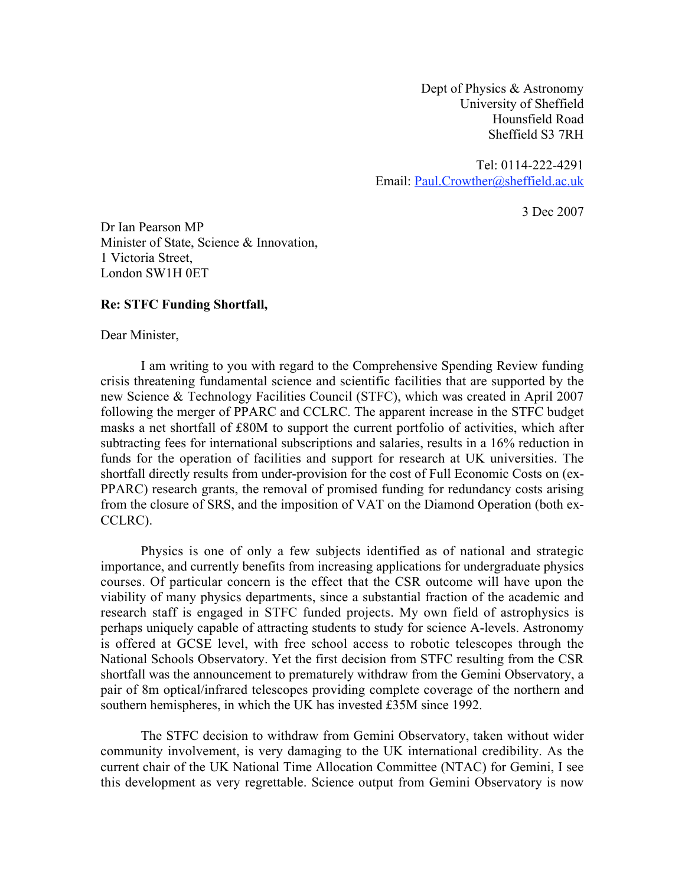Dept of Physics & Astronomy
University of Sheffield
Hounsfield Road
Sheffield S3 7RH

Tel: 0114-222-4291
Email: Paul.Crowther@sheffield.ac.uk

3 Dec 2007

Dr Ian Pearson MP
Minister of State, Science & Innovation,
1 Victoria Street,
London SW1H 0ET

**Re: STFC Funding Shortfall,**

Dear Minister,

I am writing to you with regard to the Comprehensive Spending Review funding crisis threatening fundamental science and scientific facilities that are supported by the new Science & Technology Facilities Council (STFC), which was created in April 2007 following the merger of PPARC and CCLRC. The apparent increase in the STFC budget masks a net shortfall of £80M to support the current portfolio of activities, which after subtracting fees for international subscriptions and salaries, results in a 16% reduction in funds for the operation of facilities and support for research at UK universities. The shortfall directly results from under-provision for the cost of Full Economic Costs on (ex-PPARC) research grants, the removal of promised funding for redundancy costs arising from the closure of SRS, and the imposition of VAT on the Diamond Operation (both ex-CCLRC).

Physics is one of only a few subjects identified as of national and strategic importance, and currently benefits from increasing applications for undergraduate physics courses. Of particular concern is the effect that the CSR outcome will have upon the viability of many physics departments, since a substantial fraction of the academic and research staff is engaged in STFC funded projects. My own field of astrophysics is perhaps uniquely capable of attracting students to study for science A-levels. Astronomy is offered at GCSE level, with free school access to robotic telescopes through the National Schools Observatory. Yet the first decision from STFC resulting from the CSR shortfall was the announcement to prematurely withdraw from the Gemini Observatory, a pair of 8m optical/infrared telescopes providing complete coverage of the northern and southern hemispheres, in which the UK has invested £35M since 1992.

The STFC decision to withdraw from Gemini Observatory, taken without wider community involvement, is very damaging to the UK international credibility. As the current chair of the UK National Time Allocation Committee (NTAC) for Gemini, I see this development as very regrettable. Science output from Gemini Observatory is now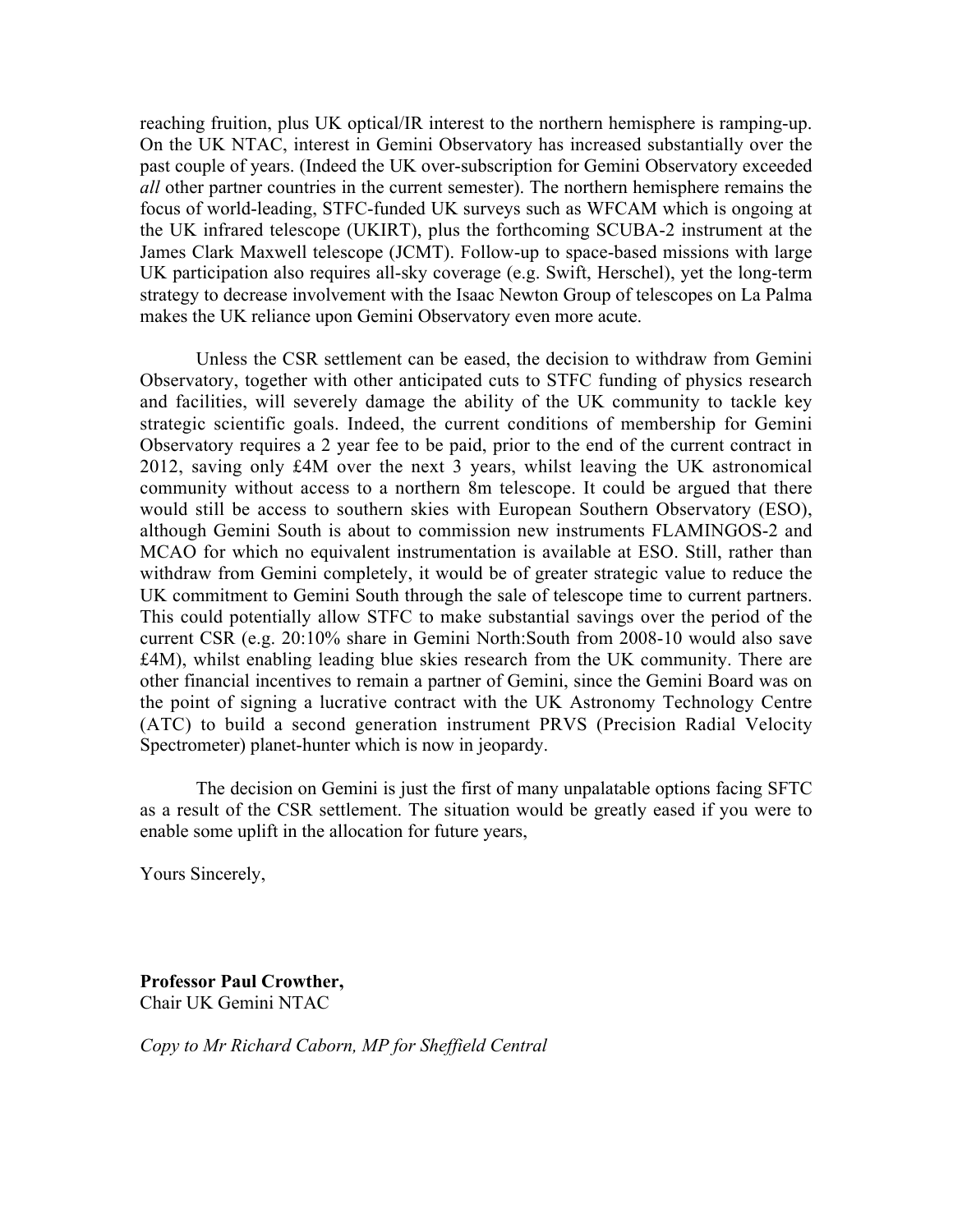reaching fruition, plus UK optical/IR interest to the northern hemisphere is ramping-up. On the UK NTAC, interest in Gemini Observatory has increased substantially over the past couple of years. (Indeed the UK over-subscription for Gemini Observatory exceeded *all* other partner countries in the current semester). The northern hemisphere remains the focus of world-leading, STFC-funded UK surveys such as WFCAM which is ongoing at the UK infrared telescope (UKIRT), plus the forthcoming SCUBA-2 instrument at the James Clark Maxwell telescope (JCMT). Follow-up to space-based missions with large UK participation also requires all-sky coverage (e.g. Swift, Herschel), yet the long-term strategy to decrease involvement with the Isaac Newton Group of telescopes on La Palma makes the UK reliance upon Gemini Observatory even more acute.

Unless the CSR settlement can be eased, the decision to withdraw from Gemini Observatory, together with other anticipated cuts to STFC funding of physics research and facilities, will severely damage the ability of the UK community to tackle key strategic scientific goals. Indeed, the current conditions of membership for Gemini Observatory requires a 2 year fee to be paid, prior to the end of the current contract in 2012, saving only £4M over the next 3 years, whilst leaving the UK astronomical community without access to a northern 8m telescope. It could be argued that there would still be access to southern skies with European Southern Observatory (ESO), although Gemini South is about to commission new instruments FLAMINGOS-2 and MCAO for which no equivalent instrumentation is available at ESO. Still, rather than withdraw from Gemini completely, it would be of greater strategic value to reduce the UK commitment to Gemini South through the sale of telescope time to current partners. This could potentially allow STFC to make substantial savings over the period of the current CSR (e.g. 20:10% share in Gemini North:South from 2008-10 would also save £4M), whilst enabling leading blue skies research from the UK community. There are other financial incentives to remain a partner of Gemini, since the Gemini Board was on the point of signing a lucrative contract with the UK Astronomy Technology Centre (ATC) to build a second generation instrument PRVS (Precision Radial Velocity Spectrometer) planet-hunter which is now in jeopardy.

The decision on Gemini is just the first of many unpalatable options facing SFTC as a result of the CSR settlement. The situation would be greatly eased if you were to enable some uplift in the allocation for future years,

Yours Sincerely,

**Professor Paul Crowther,**
Chair UK Gemini NTAC

*Copy to Mr Richard Caborn, MP for Sheffield Central*